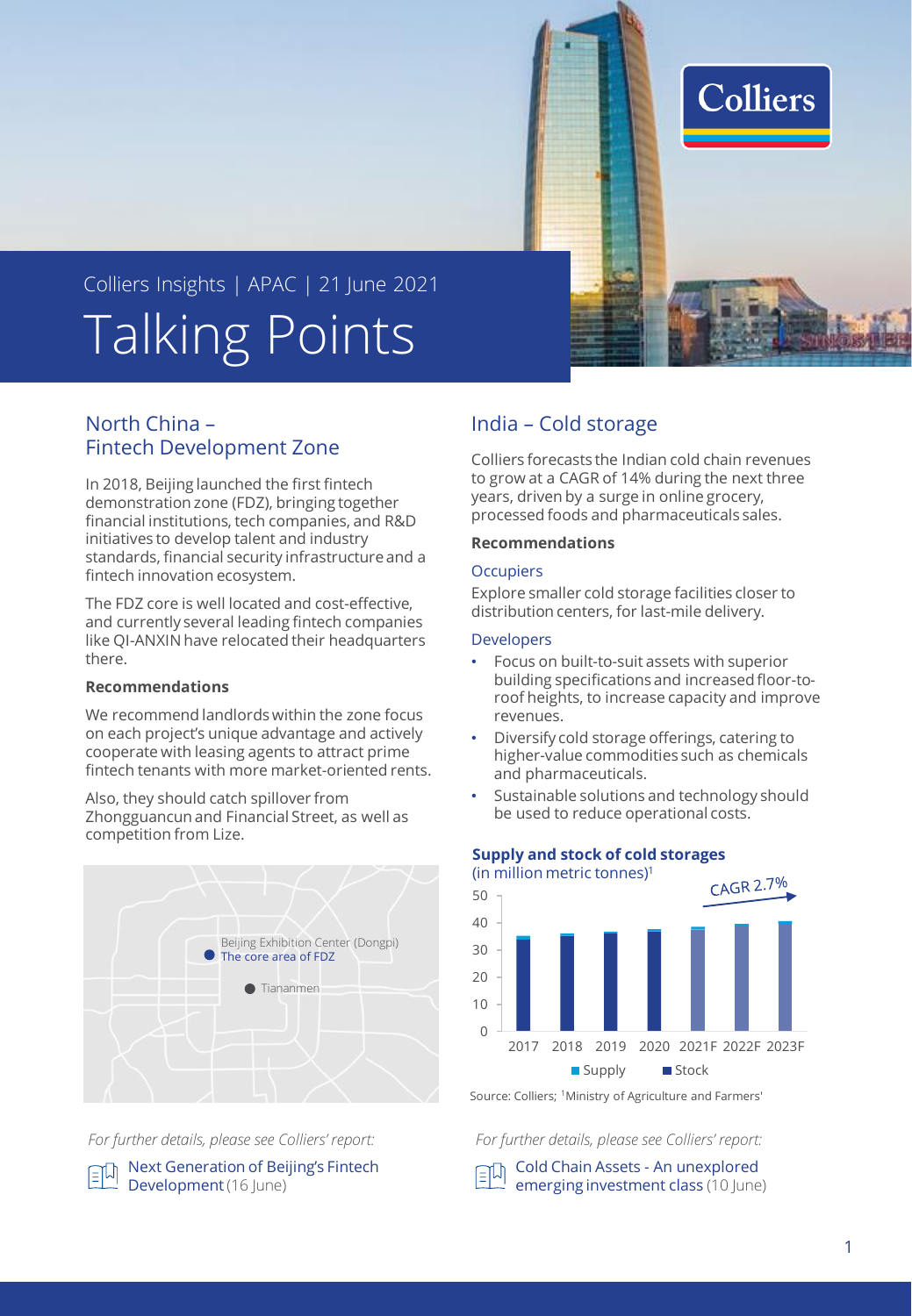Colliers Insights | APAC | 21 June 2021

# Talking Points

## North China – Fintech Development Zone

In 2018, Beijing launched the first fintech demonstration zone (FDZ), bringing together financial institutions, tech companies, and R&D initiatives to develop talent and industry standards, financial security infrastructure and a fintech innovation ecosystem.

The FDZ core is well located and cost-effective, and currently several leading fintech companies like QI-ANXIN have relocated their headquarters there.

### Recommendations

We recommend landlords within the zone focus on each project's unique advantage and actively cooperate with leasing agents to attract prime fintech tenants with more market-oriented rents.

Also, they should catch spillover from Zhongguancun and Financial Street, as well as competition from Lize.

Beijing Exhibition Center (Dongpi)
The core area of FDZ
Tiananmen

*For further details, please see Colliers' report:*

Next Generation of Beijing's Fintech Development (16 June)

## India – Cold storage

Colliers forecasts the Indian cold chain revenues to grow at a CAGR of 14% during the next three years, driven by a surge in online grocery, processed foods and pharmaceuticals sales.

### Recommendations

**Occupiers**

Explore smaller cold storage facilities closer to distribution centers, for last-mile delivery.

**Developers**

- Focus on built-to-suit assets with superior building specifications and increased floor-to-roof heights, to increase capacity and improve revenues.
- Diversify cold storage offerings, catering to higher-value commodities such as chemicals and pharmaceuticals.
- Sustainable solutions and technology should be used to reduce operational costs.

**Supply and stock of cold storages**
(in million metric tonnes)[1]

CAGR 2.7%

Legend: Supply, Stock — years 2017, 2018, 2019, 2020, 2021F, 2022F, 2023F (y-axis 0–50)

Source: Colliers; [1]Ministry of Agriculture and Farmers'

*For further details, please see Colliers' report:*

Cold Chain Assets - An unexplored emerging investment class (10 June)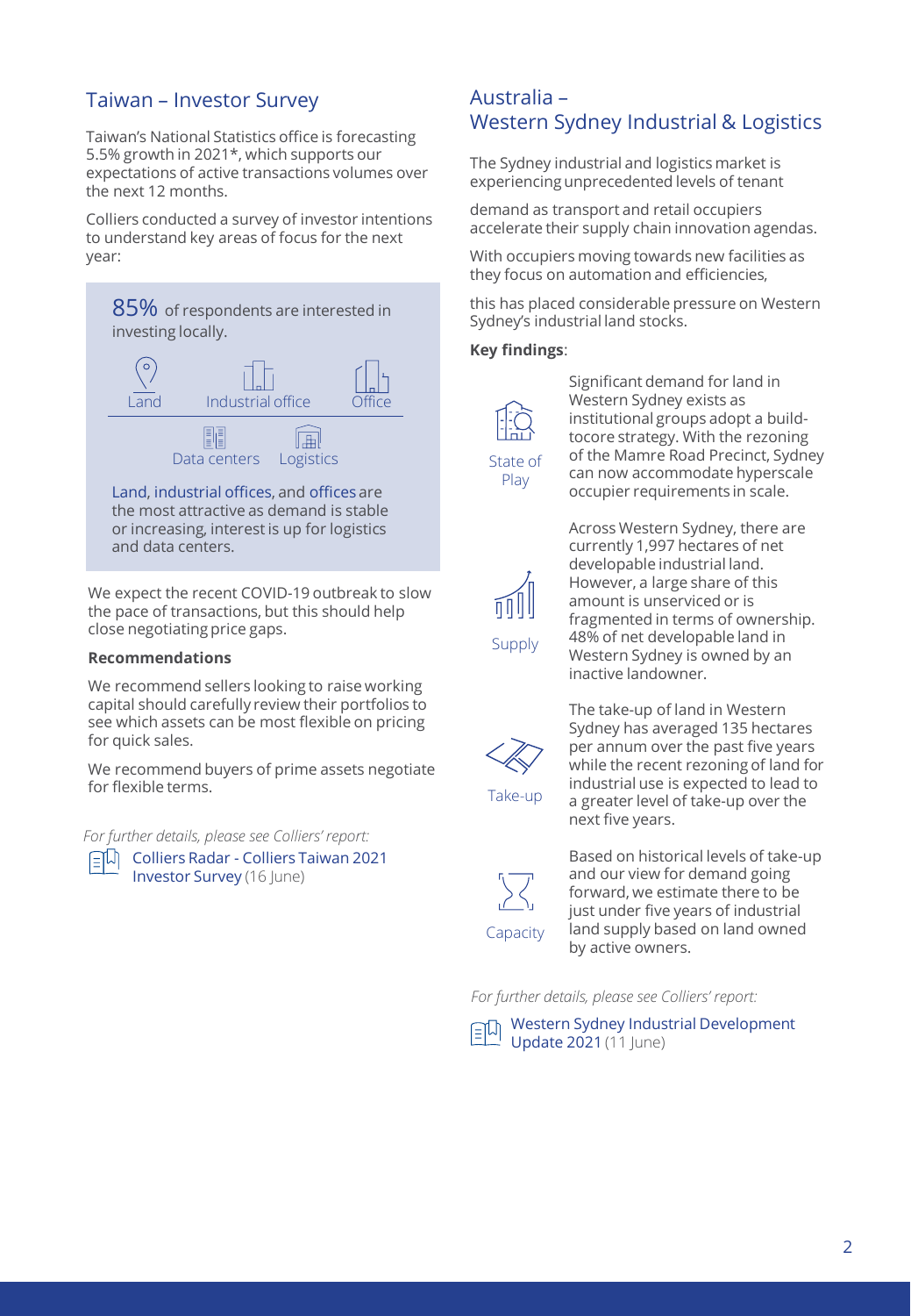## Taiwan – Investor Survey

Taiwan's National Statistics office is forecasting 5.5% growth in 2021*, which supports our expectations of active transactions volumes over the next 12 months.

Colliers conducted a survey of investor intentions to understand key areas of focus for the next year:

85% of respondents are interested in investing locally.

Land | Industrial office | Office

Data centers | Logistics

Land, industrial offices, and offices are the most attractive as demand is stable or increasing, interest is up for logistics and data centers.

We expect the recent COVID-19 outbreak to slow the pace of transactions, but this should help close negotiating price gaps.

### Recommendations

We recommend sellers looking to raise working capital should carefully review their portfolios to see which assets can be most flexible on pricing for quick sales.

We recommend buyers of prime assets negotiate for flexible terms.

*For further details, please see Colliers' report:*

Colliers Radar - Colliers Taiwan 2021 Investor Survey (16 June)

## Australia – Western Sydney Industrial & Logistics

The Sydney industrial and logistics market is experiencing unprecedented levels of tenant

demand as transport and retail occupiers accelerate their supply chain innovation agendas.

With occupiers moving towards new facilities as they focus on automation and efficiencies,

this has placed considerable pressure on Western Sydney's industrial land stocks.

**Key findings**:

**State of Play**: Significant demand for land in Western Sydney exists as institutional groups adopt a build-tocore strategy. With the rezoning of the Mamre Road Precinct, Sydney can now accommodate hyperscale occupier requirements in scale.

**Supply**: Across Western Sydney, there are currently 1,997 hectares of net developable industrial land. However, a large share of this amount is unserviced or is fragmented in terms of ownership. 48% of net developable land in Western Sydney is owned by an inactive landowner.

**Take-up**: The take-up of land in Western Sydney has averaged 135 hectares per annum over the past five years while the recent rezoning of land for industrial use is expected to lead to a greater level of take-up over the next five years.

**Capacity**: Based on historical levels of take-up and our view for demand going forward, we estimate there to be just under five years of industrial land supply based on land owned by active owners.

*For further details, please see Colliers' report:*

Western Sydney Industrial Development Update 2021 (11 June)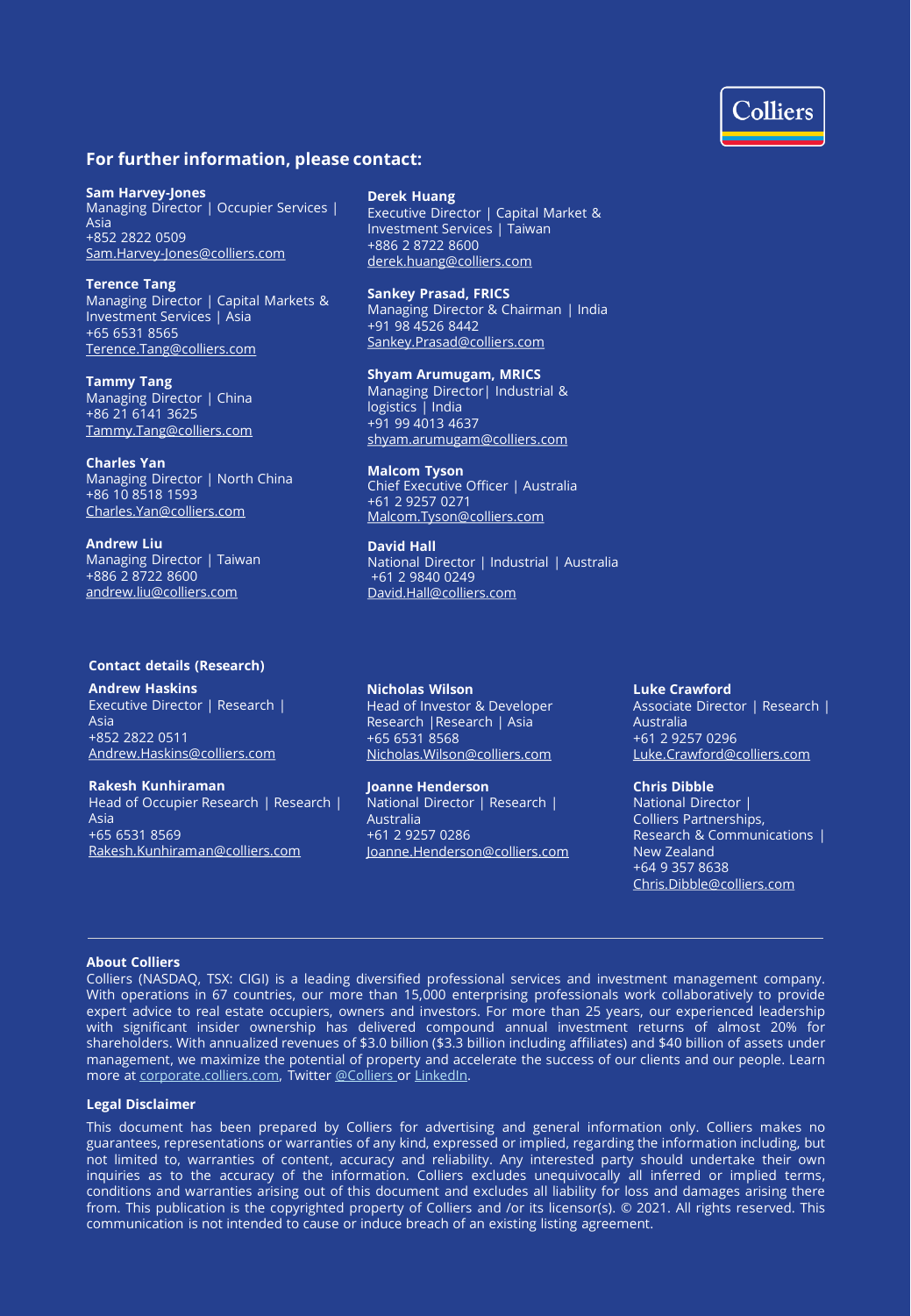Colliers

## For further information, please contact:

**Sam Harvey-Jones**
Managing Director | Occupier Services | Asia
+852 2822 0509
Sam.Harvey-Jones@colliers.com

**Terence Tang**
Managing Director | Capital Markets & Investment Services | Asia
+65 6531 8565
Terence.Tang@colliers.com

**Tammy Tang**
Managing Director | China
+86 21 6141 3625
Tammy.Tang@colliers.com

**Charles Yan**
Managing Director | North China
+86 10 8518 1593
Charles.Yan@colliers.com

**Andrew Liu**
Managing Director | Taiwan
+886 2 8722 8600
andrew.liu@colliers.com

**Derek Huang**
Executive Director | Capital Market & Investment Services | Taiwan
+886 2 8722 8600
derek.huang@colliers.com

**Sankey Prasad, FRICS**
Managing Director & Chairman | India
+91 98 4526 8442
Sankey.Prasad@colliers.com

**Shyam Arumugam, MRICS**
Managing Director| Industrial & logistics | India
+91 99 4013 4637
shyam.arumugam@colliers.com

**Malcom Tyson**
Chief Executive Officer | Australia
+61 2 9257 0271
Malcom.Tyson@colliers.com

**David Hall**
National Director | Industrial | Australia
+61 2 9840 0249
David.Hall@colliers.com

### Contact details (Research)

**Andrew Haskins**
Executive Director | Research | Asia
+852 2822 0511
Andrew.Haskins@colliers.com

**Rakesh Kunhiraman**
Head of Occupier Research | Research | Asia
+65 6531 8569
Rakesh.Kunhiraman@colliers.com

**Nicholas Wilson**
Head of Investor & Developer Research |Research | Asia
+65 6531 8568
Nicholas.Wilson@colliers.com

**Joanne Henderson**
National Director | Research | Australia
+61 2 9257 0286
Joanne.Henderson@colliers.com

**Luke Crawford**
Associate Director | Research | Australia
+61 2 9257 0296
Luke.Crawford@colliers.com

**Chris Dibble**
National Director | Colliers Partnerships, Research & Communications | New Zealand
+64 9 357 8638
Chris.Dibble@colliers.com

---

**About Colliers**

Colliers (NASDAQ, TSX: CIGI) is a leading diversified professional services and investment management company. With operations in 67 countries, our more than 15,000 enterprising professionals work collaboratively to provide expert advice to real estate occupiers, owners and investors. For more than 25 years, our experienced leadership with significant insider ownership has delivered compound annual investment returns of almost 20% for shareholders. With annualized revenues of $3.0 billion ($3.3 billion including affiliates) and $40 billion of assets under management, we maximize the potential of property and accelerate the success of our clients and our people. Learn more at corporate.colliers.com, Twitter @Colliers or LinkedIn.

**Legal Disclaimer**

This document has been prepared by Colliers for advertising and general information only. Colliers makes no guarantees, representations or warranties of any kind, expressed or implied, regarding the information including, but not limited to, warranties of content, accuracy and reliability. Any interested party should undertake their own inquiries as to the accuracy of the information. Colliers excludes unequivocally all inferred or implied terms, conditions and warranties arising out of this document and excludes all liability for loss and damages arising there from. This publication is the copyrighted property of Colliers and /or its licensor(s). © 2021. All rights reserved. This communication is not intended to cause or induce breach of an existing listing agreement.